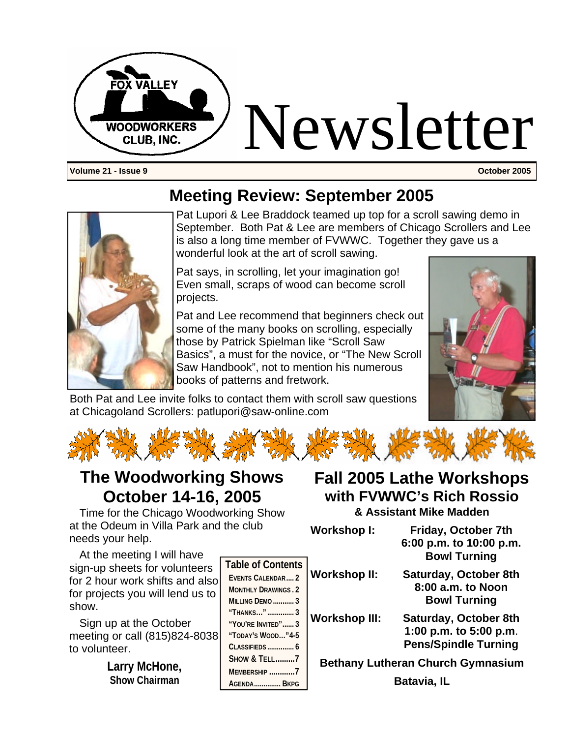FOX VALLEY WOODWORKERS CLUB, INC.

# Newsletter

**Volume 21 - Issue 9** **October 2005**

## Meeting Review: September 2005

Pat Lupori & Lee Braddock teamed up top for a scroll sawing demo in September. Both Pat & Lee are members of Chicago Scrollers and Lee is also a long time member of FVWWC. Together they gave us a wonderful look at the art of scroll sawing.

Pat says, in scrolling, let your imagination go! Even small, scraps of wood can become scroll projects.

Pat and Lee recommend that beginners check out some of the many books on scrolling, especially those by Patrick Spielman like "Scroll Saw Basics", a must for the novice, or "The New Scroll Saw Handbook", not to mention his numerous books of patterns and fretwork.

Both Pat and Lee invite folks to contact them with scroll saw questions at Chicagoland Scrollers: patlupori@saw-online.com

## The Woodworking Shows October 14-16, 2005

Time for the Chicago Woodworking Show at the Odeum in Villa Park and the club needs your help.

At the meeting I will have sign-up sheets for volunteers for 2 hour work shifts and also for projects you will lend us to show.

Sign up at the October meeting or call (815)824-8038 to volunteer.

**Larry McHone,**
**Show Chairman**

### Table of Contents

- Events Calendar .... 2
- Monthly Drawings . 2
- Milling Demo ........... 3
- "Thanks..." .............. 3
- "You're Invited" ...... 3
- "Today's Wood..." 4-5
- Classifieds .............. 6
- Show & Tell .......... 7
- Membership ............ 7
- Agenda .............. Bkpg

## Fall 2005 Lathe Workshops with FVWWC's Rich Rossio

**& Assistant Mike Madden**

| | |
|---|---|
| **Workshop I:** | **Friday, October 7th 6:00 p.m. to 10:00 p.m. Bowl Turning** |
| **Workshop II:** | **Saturday, October 8th 8:00 a.m. to Noon Bowl Turning** |
| **Workshop III:** | **Saturday, October 8th 1:00 p.m. to 5:00 p.m. Pens/Spindle Turning** |

**Bethany Lutheran Church Gymnasium**

**Batavia, IL**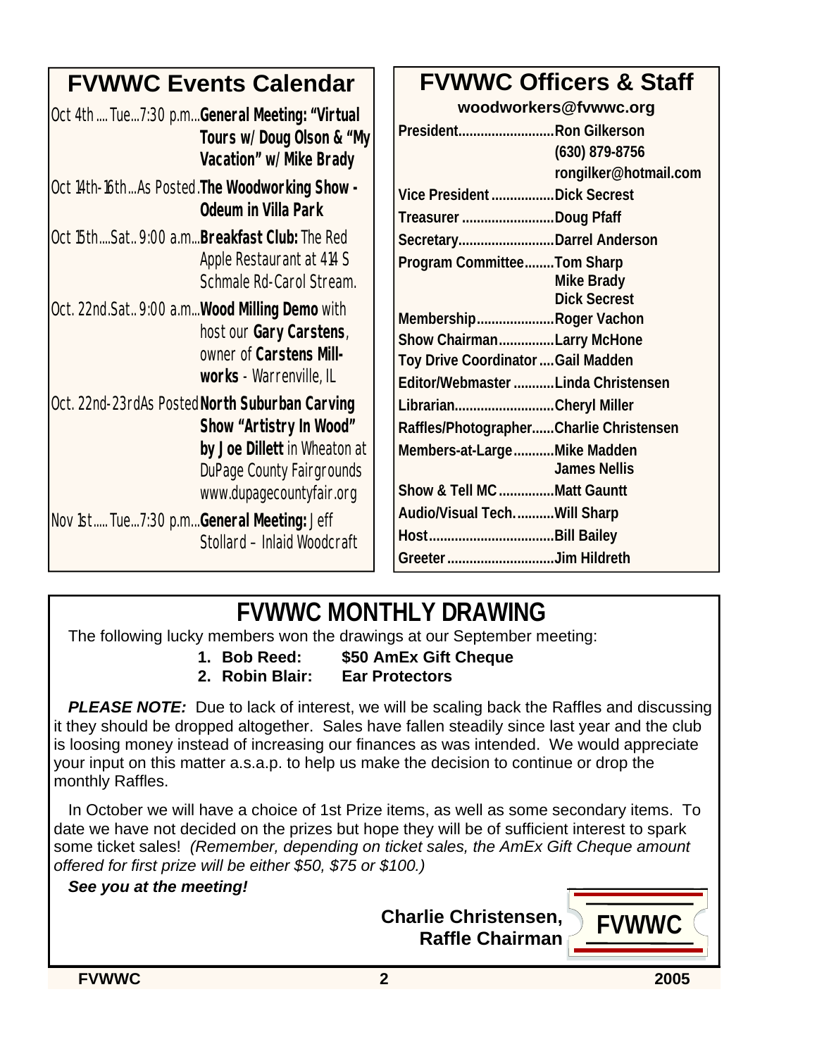## FVWWC Events Calendar

| Date | Time | Event |
|---|---|---|
| Oct 4th .... Tue... | 7:30 p.m... | **General Meeting: "Virtual Tours w/ Doug Olson & "My Vacation" w/ Mike Brady** |
| Oct 14th-16th... | As Posted. | **The Woodworking Show - Odeum in Villa Park** |
| Oct 15th....Sat.. | 9:00 a.m... | **Breakfast Club:** The Red Apple Restaurant at 414 S Schmale Rd-Carol Stream. |
| Oct. 22nd.Sat.. | 9:00 a.m... | **Wood Milling Demo** with host our **Gary Carstens**, owner of **Carstens Millworks** - Warrenville, IL |
| Oct. 22nd-23rd | As Posted | **North Suburban Carving Show "Artistry In Wood" by Joe Dillett** in Wheaton at DuPage County Fairgrounds www.dupagecountyfair.org |
| Nov 1st..... Tue... | 7:30 p.m... | **General Meeting:** Jeff Stollard – Inlaid Woodcraft |

## FVWWC Officers & Staff

**woodworkers@fvwwc.org**

| Position | Name |
|---|---|
| President | Ron Gilkerson (630) 879-8756 rongilker@hotmail.com |
| Vice President | Dick Secrest |
| Treasurer | Doug Pfaff |
| Secretary | Darrel Anderson |
| Program Committee | Tom Sharp, Mike Brady, Dick Secrest |
| Membership | Roger Vachon |
| Show Chairman | Larry McHone |
| Toy Drive Coordinator | Gail Madden |
| Editor/Webmaster | Linda Christensen |
| Librarian | Cheryl Miller |
| Raffles/Photographer | Charlie Christensen |
| Members-at-Large | Mike Madden, James Nellis |
| Show & Tell MC | Matt Gauntt |
| Audio/Visual Tech. | Will Sharp |
| Host | Bill Bailey |
| Greeter | Jim Hildreth |

## FVWWC MONTHLY DRAWING

The following lucky members won the drawings at our September meeting:

1. **Bob Reed: $50 AmEx Gift Cheque**
2. **Robin Blair: Ear Protectors**

***PLEASE NOTE:*** Due to lack of interest, we will be scaling back the Raffles and discussing it they should be dropped altogether. Sales have fallen steadily since last year and the club is loosing money instead of increasing our finances as was intended. We would appreciate your input on this matter a.s.a.p. to help us make the decision to continue or drop the monthly Raffles.

In October we will have a choice of 1st Prize items, as well as some secondary items. To date we have not decided on the prizes but hope they will be of sufficient interest to spark some ticket sales! *(Remember, depending on ticket sales, the AmEx Gift Cheque amount offered for first prize will be either $50, $75 or $100.)*

***See you at the meeting!***

**Charlie Christensen,**
**Raffle Chairman**

FVWWC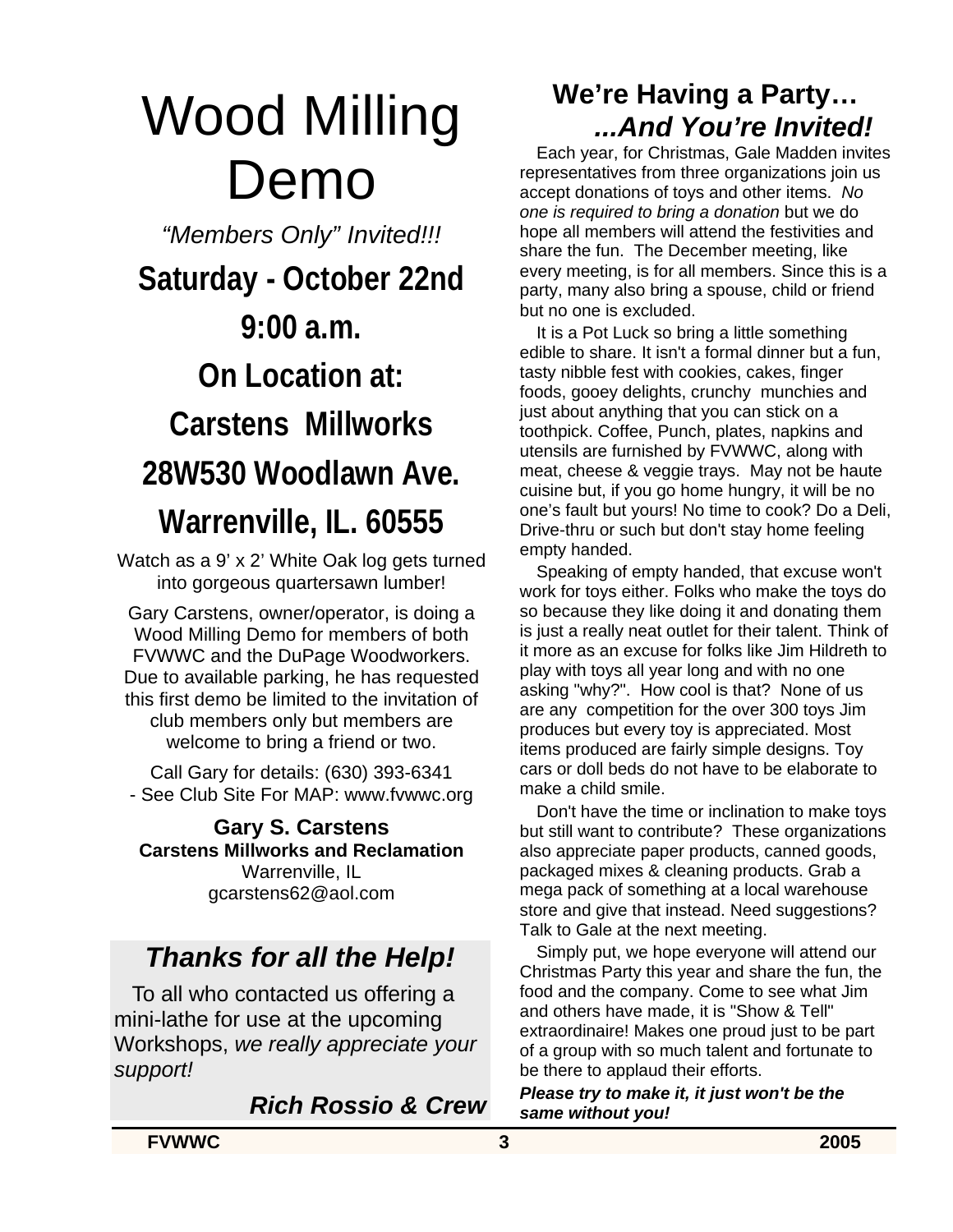# Wood Milling Demo

*"Members Only" Invited!!!*

**Saturday - October 22nd**

**9:00 a.m.**

**On Location at:**

**Carstens Millworks**

**28W530 Woodlawn Ave.**

**Warrenville, IL. 60555**

Watch as a 9' x 2' White Oak log gets turned into gorgeous quartersawn lumber!

Gary Carstens, owner/operator, is doing a Wood Milling Demo for members of both FVWWC and the DuPage Woodworkers. Due to available parking, he has requested this first demo be limited to the invitation of club members only but members are welcome to bring a friend or two.

Call Gary for details: (630) 393-6341
- See Club Site For MAP: www.fvwwc.org

**Gary S. Carstens**
**Carstens Millworks and Reclamation**
Warrenville, IL
gcarstens62@aol.com

## *Thanks for all the Help!*

To all who contacted us offering a mini-lathe for use at the upcoming Workshops, *we really appreciate your support!*

***Rich Rossio & Crew***

## We're Having a Party…
## *...And You're Invited!*

Each year, for Christmas, Gale Madden invites representatives from three organizations join us accept donations of toys and other items. *No one is required to bring a donation* but we do hope all members will attend the festivities and share the fun. The December meeting, like every meeting, is for all members. Since this is a party, many also bring a spouse, child or friend but no one is excluded.

It is a Pot Luck so bring a little something edible to share. It isn't a formal dinner but a fun, tasty nibble fest with cookies, cakes, finger foods, gooey delights, crunchy munchies and just about anything that you can stick on a toothpick. Coffee, Punch, plates, napkins and utensils are furnished by FVWWC, along with meat, cheese & veggie trays. May not be haute cuisine but, if you go home hungry, it will be no one's fault but yours! No time to cook? Do a Deli, Drive-thru or such but don't stay home feeling empty handed.

Speaking of empty handed, that excuse won't work for toys either. Folks who make the toys do so because they like doing it and donating them is just a really neat outlet for their talent. Think of it more as an excuse for folks like Jim Hildreth to play with toys all year long and with no one asking "why?". How cool is that? None of us are any competition for the over 300 toys Jim produces but every toy is appreciated. Most items produced are fairly simple designs. Toy cars or doll beds do not have to be elaborate to make a child smile.

Don't have the time or inclination to make toys but still want to contribute? These organizations also appreciate paper products, canned goods, packaged mixes & cleaning products. Grab a mega pack of something at a local warehouse store and give that instead. Need suggestions? Talk to Gale at the next meeting.

Simply put, we hope everyone will attend our Christmas Party this year and share the fun, the food and the company. Come to see what Jim and others have made, it is "Show & Tell" extraordinaire! Makes one proud just to be part of a group with so much talent and fortunate to be there to applaud their efforts.

***Please try to make it, it just won't be the same without you!***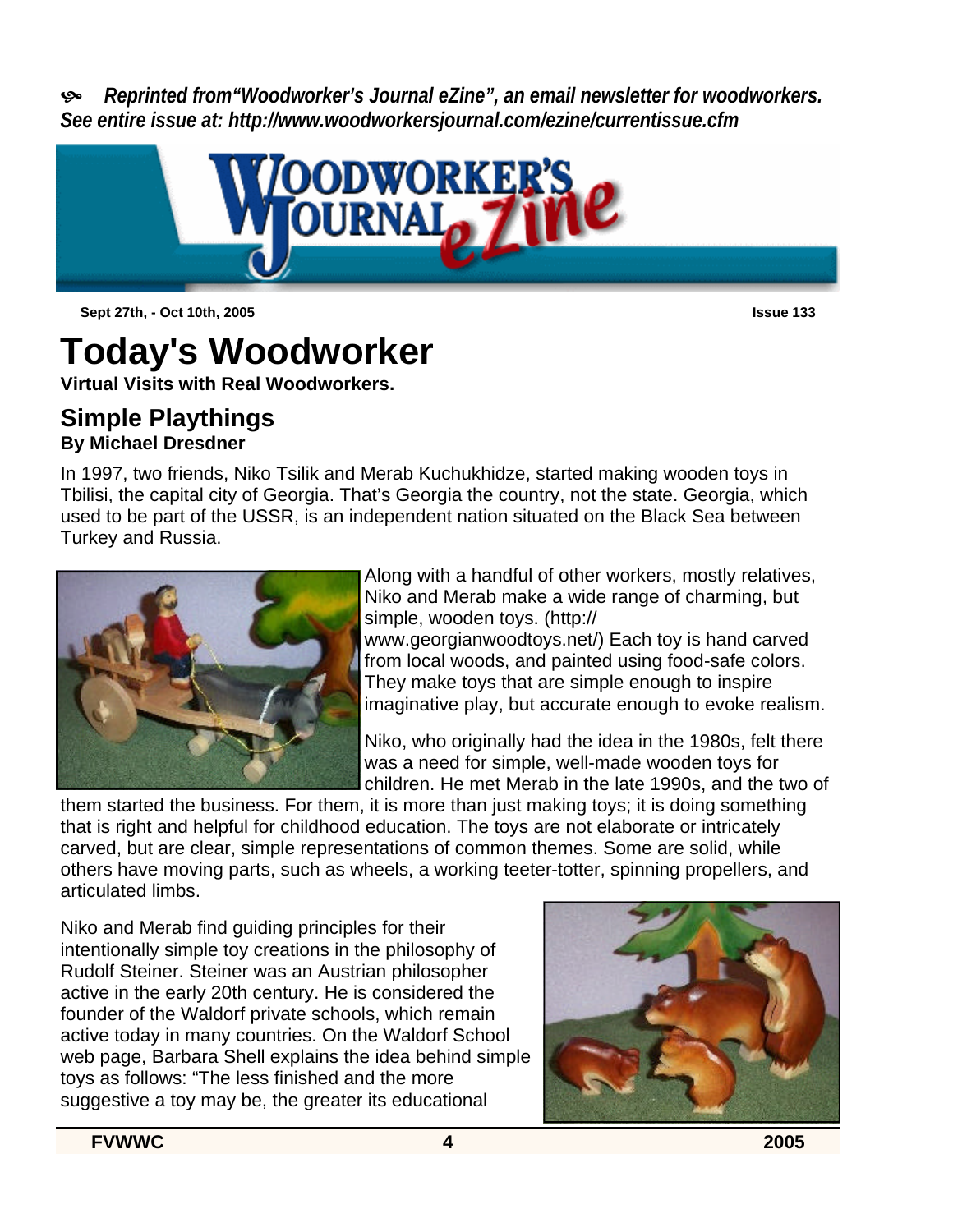*Reprinted from"Woodworker's Journal eZine", an email newsletter for woodworkers. See entire issue at: http://www.woodworkersjournal.com/ezine/currentissue.cfm*

Sept 27th, - Oct 10th, 2005 — Issue 133

# Today's Woodworker

**Virtual Visits with Real Woodworkers.**

## Simple Playthings

**By Michael Dresdner**

In 1997, two friends, Niko Tsilik and Merab Kuchukhidze, started making wooden toys in Tbilisi, the capital city of Georgia. That's Georgia the country, not the state. Georgia, which used to be part of the USSR, is an independent nation situated on the Black Sea between Turkey and Russia.

Along with a handful of other workers, mostly relatives, Niko and Merab make a wide range of charming, but simple, wooden toys. (http://www.georgianwoodtoys.net/) Each toy is hand carved from local woods, and painted using food-safe colors. They make toys that are simple enough to inspire imaginative play, but accurate enough to evoke realism.

Niko, who originally had the idea in the 1980s, felt there was a need for simple, well-made wooden toys for children. He met Merab in the late 1990s, and the two of them started the business. For them, it is more than just making toys; it is doing something that is right and helpful for childhood education. The toys are not elaborate or intricately carved, but are clear, simple representations of common themes. Some are solid, while others have moving parts, such as wheels, a working teeter-totter, spinning propellers, and articulated limbs.

Niko and Merab find guiding principles for their intentionally simple toy creations in the philosophy of Rudolf Steiner. Steiner was an Austrian philosopher active in the early 20th century. He is considered the founder of the Waldorf private schools, which remain active today in many countries. On the Waldorf School web page, Barbara Shell explains the idea behind simple toys as follows: "The less finished and the more suggestive a toy may be, the greater its educational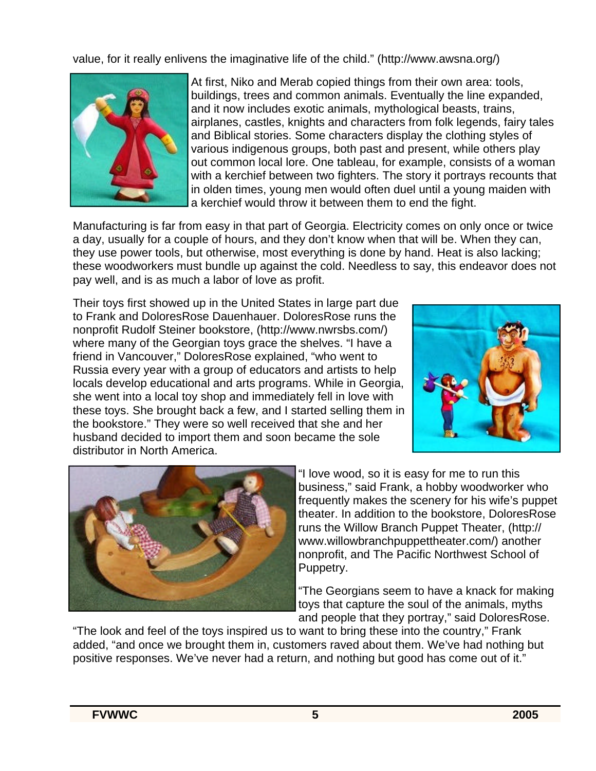value, for it really enlivens the imaginative life of the child." (http://www.awsna.org/)

At first, Niko and Merab copied things from their own area: tools, buildings, trees and common animals. Eventually the line expanded, and it now includes exotic animals, mythological beasts, trains, airplanes, castles, knights and characters from folk legends, fairy tales and Biblical stories. Some characters display the clothing styles of various indigenous groups, both past and present, while others play out common local lore. One tableau, for example, consists of a woman with a kerchief between two fighters. The story it portrays recounts that in olden times, young men would often duel until a young maiden with a kerchief would throw it between them to end the fight.

Manufacturing is far from easy in that part of Georgia. Electricity comes on only once or twice a day, usually for a couple of hours, and they don't know when that will be. When they can, they use power tools, but otherwise, most everything is done by hand. Heat is also lacking; these woodworkers must bundle up against the cold. Needless to say, this endeavor does not pay well, and is as much a labor of love as profit.

Their toys first showed up in the United States in large part due to Frank and DoloresRose Dauenhauer. DoloresRose runs the nonprofit Rudolf Steiner bookstore, (http://www.nwrsbs.com/) where many of the Georgian toys grace the shelves. "I have a friend in Vancouver," DoloresRose explained, "who went to Russia every year with a group of educators and artists to help locals develop educational and arts programs. While in Georgia, she went into a local toy shop and immediately fell in love with these toys. She brought back a few, and I started selling them in the bookstore." They were so well received that she and her husband decided to import them and soon became the sole distributor in North America.

"I love wood, so it is easy for me to run this business," said Frank, a hobby woodworker who frequently makes the scenery for his wife's puppet theater. In addition to the bookstore, DoloresRose runs the Willow Branch Puppet Theater, (http://www.willowbranchpuppettheater.com/) another nonprofit, and The Pacific Northwest School of Puppetry.

"The Georgians seem to have a knack for making toys that capture the soul of the animals, myths and people that they portray," said DoloresRose. "The look and feel of the toys inspired us to want to bring these into the country," Frank added, "and once we brought them in, customers raved about them. We've had nothing but positive responses. We've never had a return, and nothing but good has come out of it."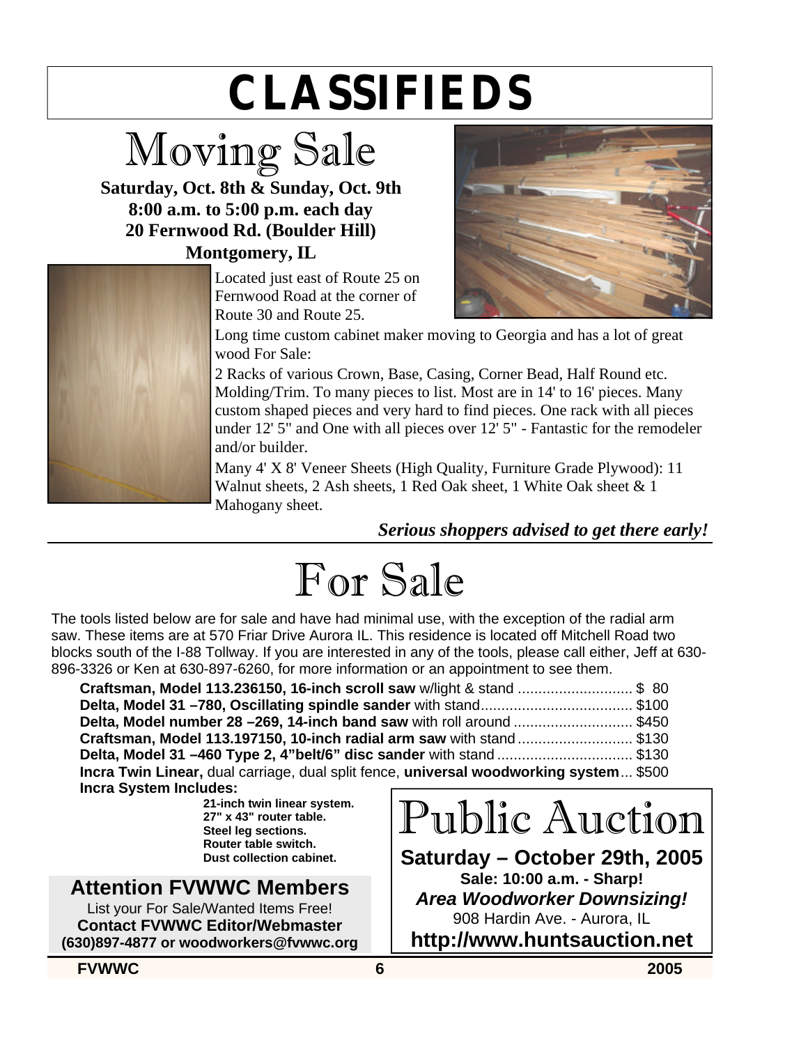# CLASSIFIEDS

## Moving Sale

**Saturday, Oct. 8th & Sunday, Oct. 9th**
**8:00 a.m. to 5:00 p.m. each day**
**20 Fernwood Rd. (Boulder Hill)**
**Montgomery, IL**

Located just east of Route 25 on Fernwood Road at the corner of Route 30 and Route 25.

Long time custom cabinet maker moving to Georgia and has a lot of great wood For Sale:

2 Racks of various Crown, Base, Casing, Corner Bead, Half Round etc. Molding/Trim. To many pieces to list. Most are in 14' to 16' pieces. Many custom shaped pieces and very hard to find pieces. One rack with all pieces under 12' 5" and One with all pieces over 12' 5" - Fantastic for the remodeler and/or builder.

Many 4' X 8' Veneer Sheets (High Quality, Furniture Grade Plywood): 11 Walnut sheets, 2 Ash sheets, 1 Red Oak sheet, 1 White Oak sheet & 1 Mahogany sheet.

***Serious shoppers advised to get there early!***

## For Sale

The tools listed below are for sale and have had minimal use, with the exception of the radial arm saw. These items are at 570 Friar Drive Aurora IL. This residence is located off Mitchell Road two blocks south of the I-88 Tollway. If you are interested in any of the tools, please call either, Jeff at 630-896-3326 or Ken at 630-897-6260, for more information or an appointment to see them.

- **Craftsman, Model 113.236150, 16-inch scroll saw** w/light & stand ............ $ 80
- **Delta, Model 31 –780, Oscillating spindle sander** with stand............ $100
- **Delta, Model number 28 –269, 14-inch band saw** with roll around ............ $450
- **Craftsman, Model 113.197150, 10-inch radial arm saw** with stand ............ $130
- **Delta, Model 31 –460 Type 2, 4"belt/6" disc sander** with stand ............ $130
- **Incra Twin Linear,** dual carriage, dual split fence, **universal woodworking system**... $500

**Incra System Includes:**

- **21-inch twin linear system.**
- **27" x 43" router table.**
- **Steel leg sections.**
- **Router table switch.**
- **Dust collection cabinet.**

### Attention FVWWC Members

List your For Sale/Wanted Items Free!
**Contact FVWWC Editor/Webmaster**
**(630)897-4877 or woodworkers@fvwwc.org**

## Public Auction

**Saturday – October 29th, 2005**
**Sale: 10:00 a.m. - Sharp!**
***Area Woodworker Downsizing!***
908 Hardin Ave. - Aurora, IL
**http://www.huntsauction.net**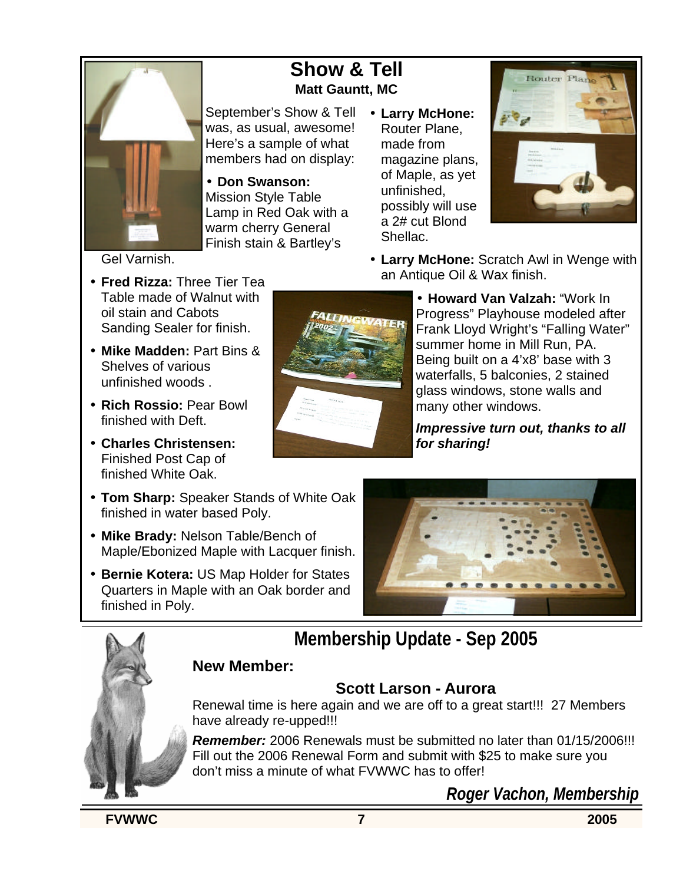## Show & Tell

**Matt Gauntt, MC**

September's Show & Tell was, as usual, awesome! Here's a sample of what members had on display:

- **Don Swanson:** Mission Style Table Lamp in Red Oak with a warm cherry General Finish stain & Bartley's Gel Varnish.
- **Fred Rizza:** Three Tier Tea Table made of Walnut with oil stain and Cabots Sanding Sealer for finish.
- **Mike Madden:** Part Bins & Shelves of various unfinished woods .
- **Rich Rossio:** Pear Bowl finished with Deft.
- **Charles Christensen:** Finished Post Cap of finished White Oak.
- **Tom Sharp:** Speaker Stands of White Oak finished in water based Poly.
- **Mike Brady:** Nelson Table/Bench of Maple/Ebonized Maple with Lacquer finish.
- **Bernie Kotera:** US Map Holder for States Quarters in Maple with an Oak border and finished in Poly.
- **Larry McHone:** Router Plane, made from magazine plans, of Maple, as yet unfinished, possibly will use a 2# cut Blond Shellac.
- **Larry McHone:** Scratch Awl in Wenge with an Antique Oil & Wax finish.
- **Howard Van Valzah:** "Work In Progress" Playhouse modeled after Frank Lloyd Wright's "Falling Water" summer home in Mill Run, PA. Being built on a 4'x8' base with 3 waterfalls, 5 balconies, 2 stained glass windows, stone walls and many other windows.

***Impressive turn out, thanks to all for sharing!***

## Membership Update - Sep 2005

### New Member:

**Scott Larson - Aurora**

Renewal time is here again and we are off to a great start!!! 27 Members have already re-upped!!!

***Remember:*** 2006 Renewals must be submitted no later than 01/15/2006!!! Fill out the 2006 Renewal Form and submit with $25 to make sure you don't miss a minute of what FVWWC has to offer!

*Roger Vachon, Membership*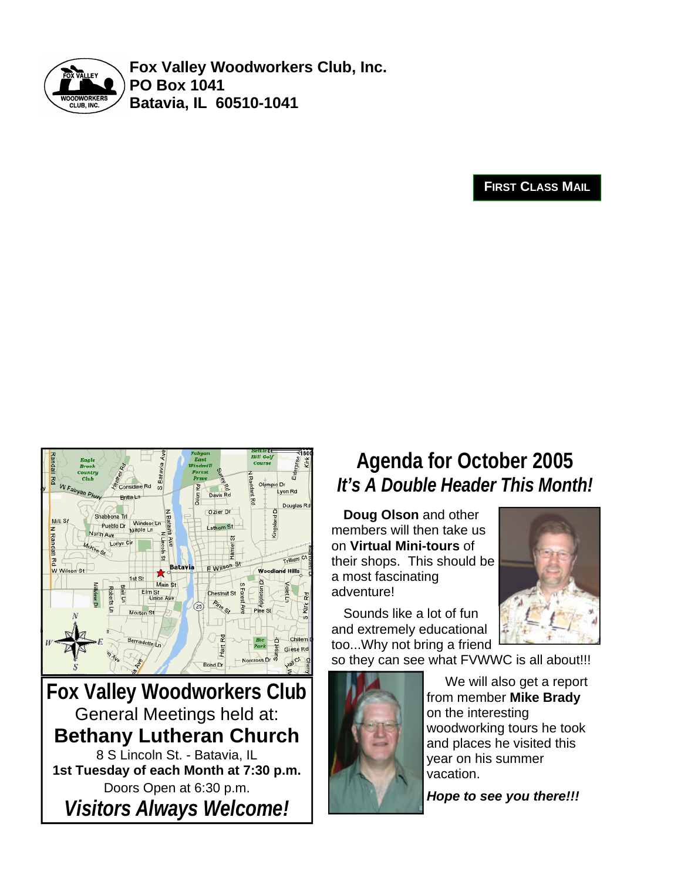**Fox Valley Woodworkers Club, Inc.**
**PO Box 1041**
**Batavia, IL 60510-1041**

**FIRST CLASS MAIL**

# Fox Valley Woodworkers Club

General Meetings held at:

**Bethany Lutheran Church**

8 S Lincoln St. - Batavia, IL

**1st Tuesday of each Month at 7:30 p.m.**

Doors Open at 6:30 p.m.

***Visitors Always Welcome!***

# Agenda for October 2005

## *It's A Double Header This Month!*

**Doug Olson** and other members will then take us on **Virtual Mini-tours** of their shops. This should be a most fascinating adventure!

Sounds like a lot of fun and extremely educational too...Why not bring a friend so they can see what FVWWC is all about!!!

We will also get a report from member **Mike Brady** on the interesting woodworking tours he took and places he visited this year on his summer vacation.

***Hope to see you there!!!***